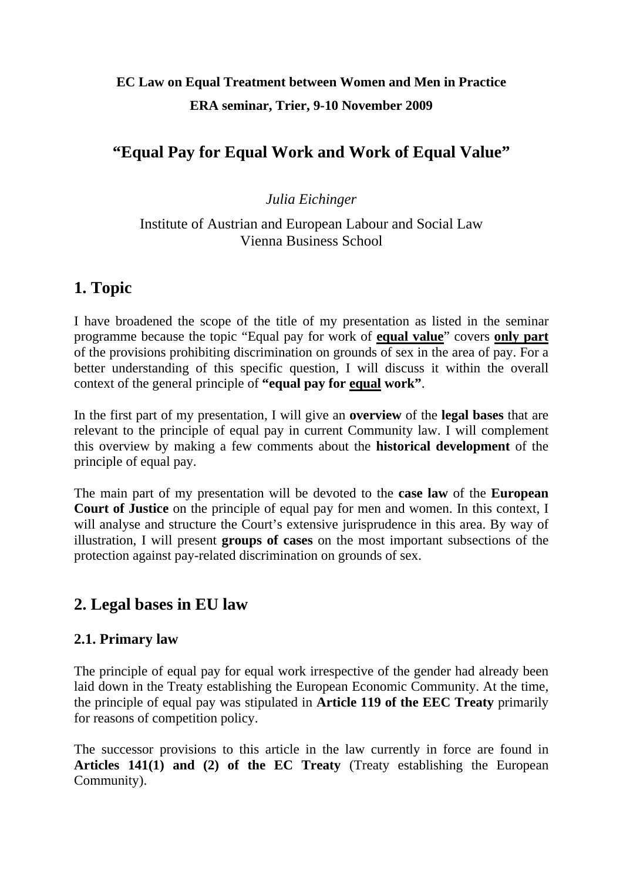**EC Law on Equal Treatment between Women and Men in Practice**

**ERA seminar, Trier, 9-10 November 2009**

# "Equal Pay for Equal Work and Work of Equal Value"

*Julia Eichinger*

Institute of Austrian and European Labour and Social Law
Vienna Business School

## 1. Topic

I have broadened the scope of the title of my presentation as listed in the seminar programme because the topic "Equal pay for work of **equal value**" covers **only part** of the provisions prohibiting discrimination on grounds of sex in the area of pay. For a better understanding of this specific question, I will discuss it within the overall context of the general principle of **"equal pay for equal work"**.

In the first part of my presentation, I will give an **overview** of the **legal bases** that are relevant to the principle of equal pay in current Community law. I will complement this overview by making a few comments about the **historical development** of the principle of equal pay.

The main part of my presentation will be devoted to the **case law** of the **European Court of Justice** on the principle of equal pay for men and women. In this context, I will analyse and structure the Court's extensive jurisprudence in this area. By way of illustration, I will present **groups of cases** on the most important subsections of the protection against pay-related discrimination on grounds of sex.

## 2. Legal bases in EU law

### 2.1. Primary law

The principle of equal pay for equal work irrespective of the gender had already been laid down in the Treaty establishing the European Economic Community. At the time, the principle of equal pay was stipulated in **Article 119 of the EEC Treaty** primarily for reasons of competition policy.

The successor provisions to this article in the law currently in force are found in **Articles 141(1) and (2) of the EC Treaty** (Treaty establishing the European Community).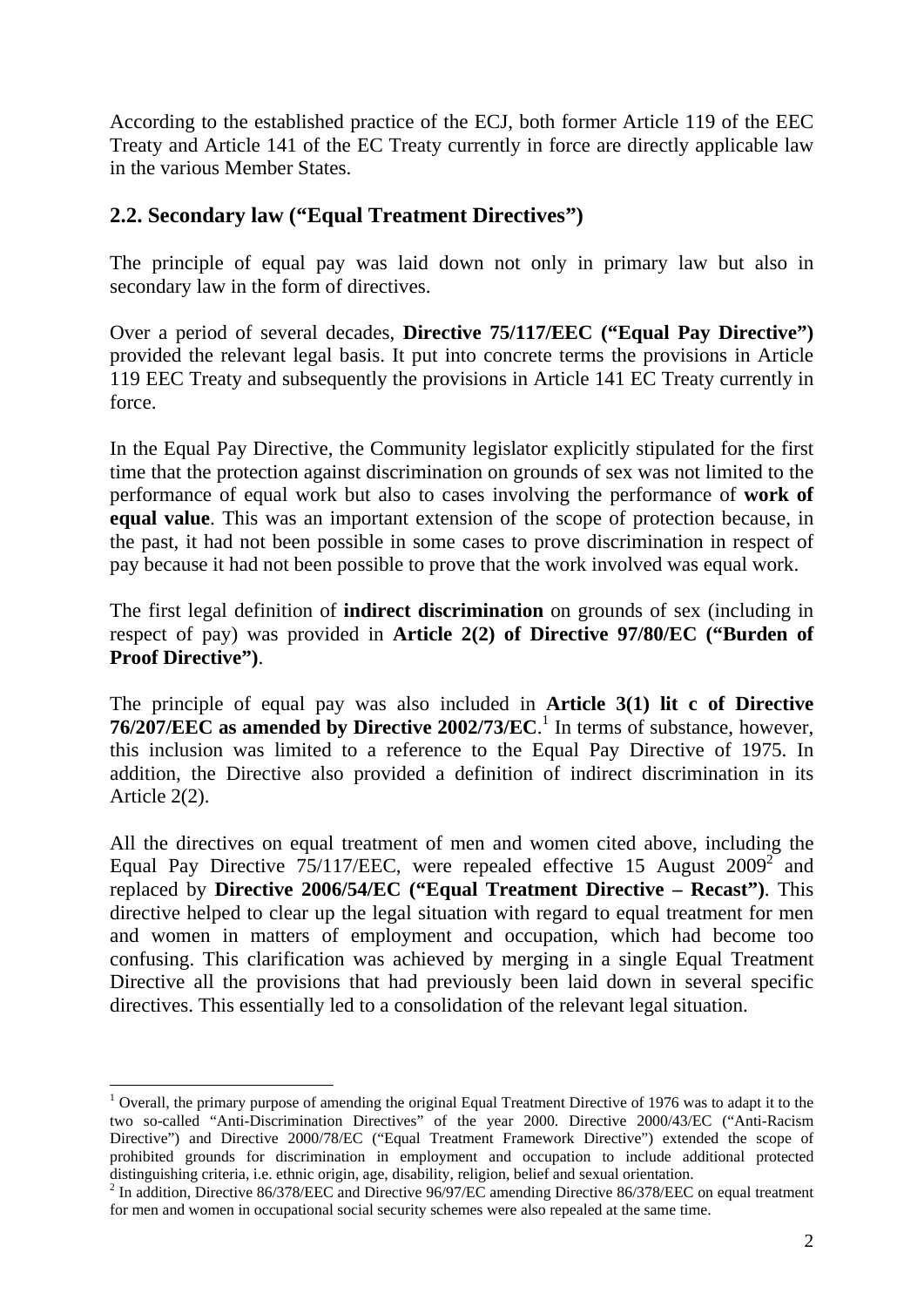According to the established practice of the ECJ, both former Article 119 of the EEC Treaty and Article 141 of the EC Treaty currently in force are directly applicable law in the various Member States.

## 2.2. Secondary law ("Equal Treatment Directives")

The principle of equal pay was laid down not only in primary law but also in secondary law in the form of directives.

Over a period of several decades, **Directive 75/117/EEC ("Equal Pay Directive")** provided the relevant legal basis. It put into concrete terms the provisions in Article 119 EEC Treaty and subsequently the provisions in Article 141 EC Treaty currently in force.

In the Equal Pay Directive, the Community legislator explicitly stipulated for the first time that the protection against discrimination on grounds of sex was not limited to the performance of equal work but also to cases involving the performance of **work of equal value**. This was an important extension of the scope of protection because, in the past, it had not been possible in some cases to prove discrimination in respect of pay because it had not been possible to prove that the work involved was equal work.

The first legal definition of **indirect discrimination** on grounds of sex (including in respect of pay) was provided in **Article 2(2) of Directive 97/80/EC ("Burden of Proof Directive")**.

The principle of equal pay was also included in **Article 3(1) lit c of Directive 76/207/EEC as amended by Directive 2002/73/EC**.[1] In terms of substance, however, this inclusion was limited to a reference to the Equal Pay Directive of 1975. In addition, the Directive also provided a definition of indirect discrimination in its Article 2(2).

All the directives on equal treatment of men and women cited above, including the Equal Pay Directive 75/117/EEC, were repealed effective 15 August 2009[2] and replaced by **Directive 2006/54/EC ("Equal Treatment Directive – Recast")**. This directive helped to clear up the legal situation with regard to equal treatment for men and women in matters of employment and occupation, which had become too confusing. This clarification was achieved by merging in a single Equal Treatment Directive all the provisions that had previously been laid down in several specific directives. This essentially led to a consolidation of the relevant legal situation.

---

[1] Overall, the primary purpose of amending the original Equal Treatment Directive of 1976 was to adapt it to the two so-called "Anti-Discrimination Directives" of the year 2000. Directive 2000/43/EC ("Anti-Racism Directive") and Directive 2000/78/EC ("Equal Treatment Framework Directive") extended the scope of prohibited grounds for discrimination in employment and occupation to include additional protected distinguishing criteria, i.e. ethnic origin, age, disability, religion, belief and sexual orientation.

[2] In addition, Directive 86/378/EEC and Directive 96/97/EC amending Directive 86/378/EEC on equal treatment for men and women in occupational social security schemes were also repealed at the same time.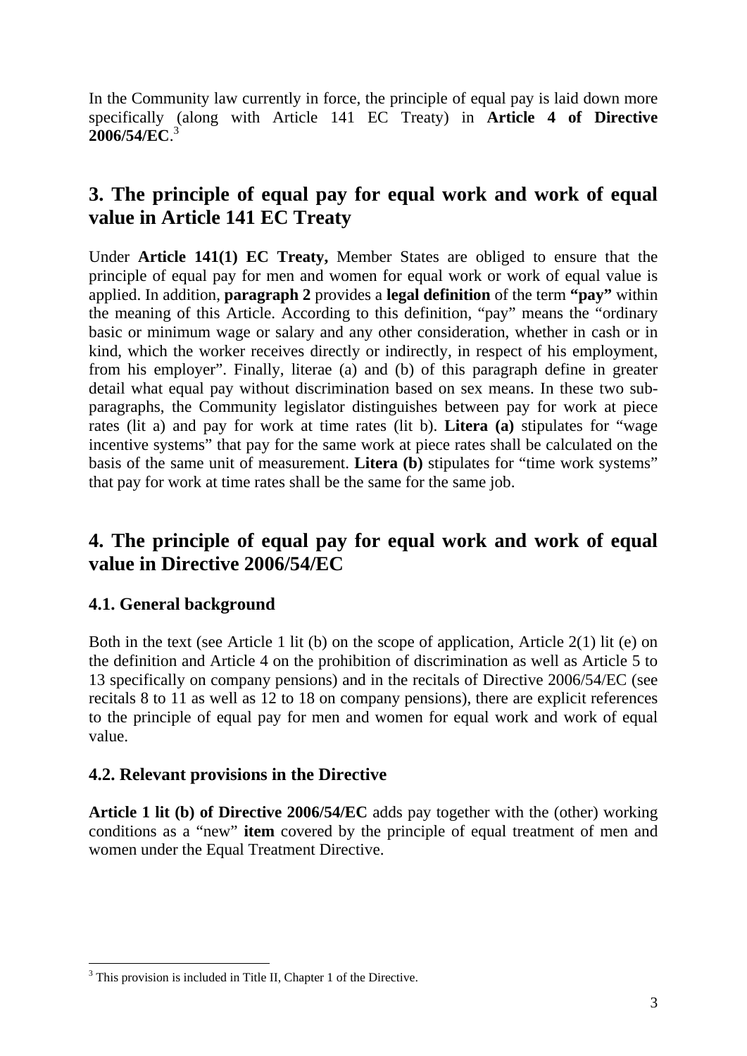In the Community law currently in force, the principle of equal pay is laid down more specifically (along with Article 141 EC Treaty) in **Article 4 of Directive 2006/54/EC**.[3]

## 3. The principle of equal pay for equal work and work of equal value in Article 141 EC Treaty

Under **Article 141(1) EC Treaty,** Member States are obliged to ensure that the principle of equal pay for men and women for equal work or work of equal value is applied. In addition, **paragraph 2** provides a **legal definition** of the term **"pay"** within the meaning of this Article. According to this definition, "pay" means the "ordinary basic or minimum wage or salary and any other consideration, whether in cash or in kind, which the worker receives directly or indirectly, in respect of his employment, from his employer". Finally, literae (a) and (b) of this paragraph define in greater detail what equal pay without discrimination based on sex means. In these two sub-paragraphs, the Community legislator distinguishes between pay for work at piece rates (lit a) and pay for work at time rates (lit b). **Litera (a)** stipulates for "wage incentive systems" that pay for the same work at piece rates shall be calculated on the basis of the same unit of measurement. **Litera (b)** stipulates for "time work systems" that pay for work at time rates shall be the same for the same job.

## 4. The principle of equal pay for equal work and work of equal value in Directive 2006/54/EC

### 4.1. General background

Both in the text (see Article 1 lit (b) on the scope of application, Article 2(1) lit (e) on the definition and Article 4 on the prohibition of discrimination as well as Article 5 to 13 specifically on company pensions) and in the recitals of Directive 2006/54/EC (see recitals 8 to 11 as well as 12 to 18 on company pensions), there are explicit references to the principle of equal pay for men and women for equal work and work of equal value.

### 4.2. Relevant provisions in the Directive

**Article 1 lit (b) of Directive 2006/54/EC** adds pay together with the (other) working conditions as a "new" **item** covered by the principle of equal treatment of men and women under the Equal Treatment Directive.

[3] This provision is included in Title II, Chapter 1 of the Directive.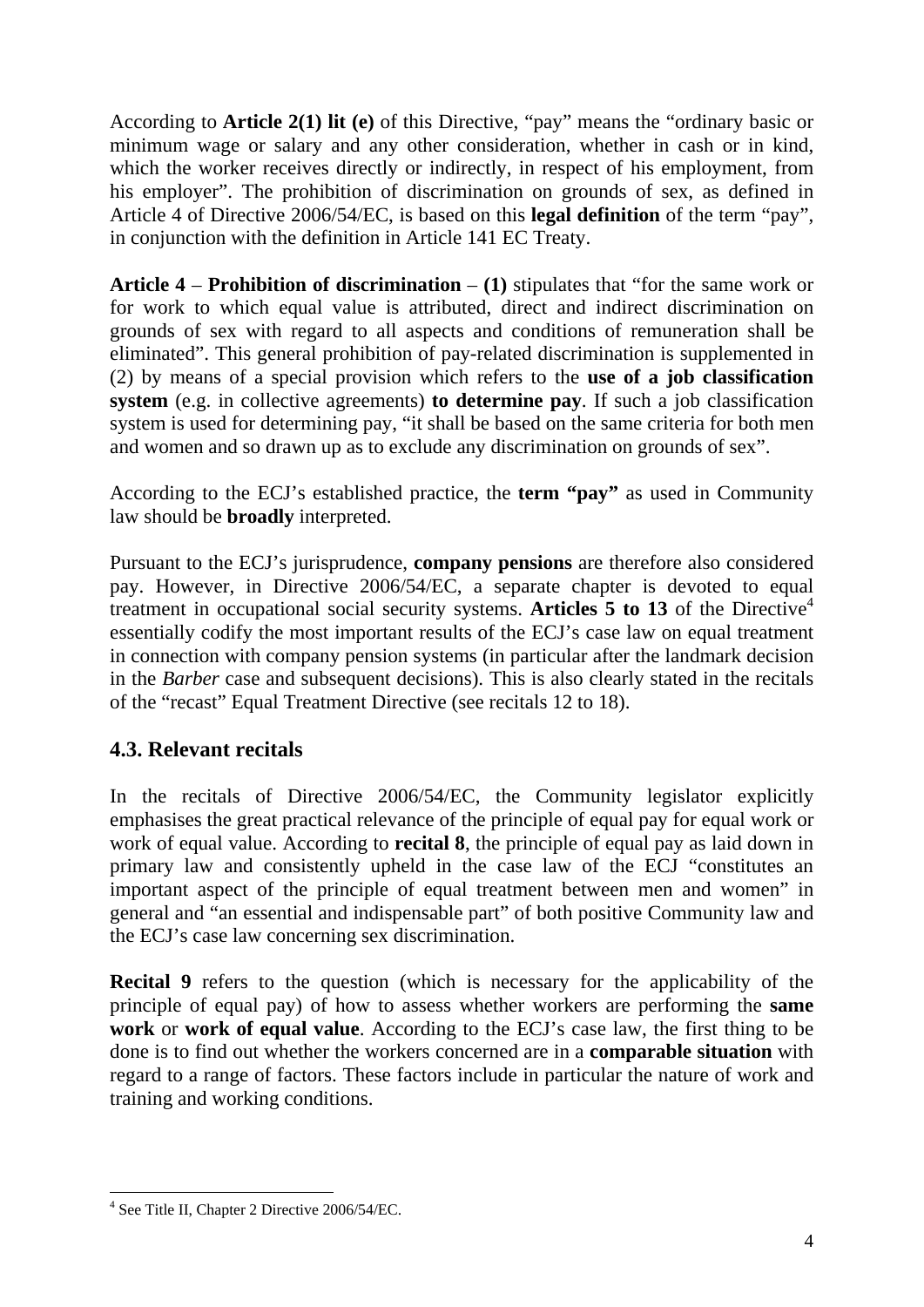According to **Article 2(1) lit (e)** of this Directive, "pay" means the "ordinary basic or minimum wage or salary and any other consideration, whether in cash or in kind, which the worker receives directly or indirectly, in respect of his employment, from his employer". The prohibition of discrimination on grounds of sex, as defined in Article 4 of Directive 2006/54/EC, is based on this **legal definition** of the term "pay", in conjunction with the definition in Article 141 EC Treaty.

**Article 4** – **Prohibition of discrimination** – **(1)** stipulates that "for the same work or for work to which equal value is attributed, direct and indirect discrimination on grounds of sex with regard to all aspects and conditions of remuneration shall be eliminated". This general prohibition of pay-related discrimination is supplemented in (2) by means of a special provision which refers to the **use of a job classification system** (e.g. in collective agreements) **to determine pay**. If such a job classification system is used for determining pay, "it shall be based on the same criteria for both men and women and so drawn up as to exclude any discrimination on grounds of sex".

According to the ECJ's established practice, the **term "pay"** as used in Community law should be **broadly** interpreted.

Pursuant to the ECJ's jurisprudence, **company pensions** are therefore also considered pay. However, in Directive 2006/54/EC, a separate chapter is devoted to equal treatment in occupational social security systems. **Articles 5 to 13** of the Directive[4] essentially codify the most important results of the ECJ's case law on equal treatment in connection with company pension systems (in particular after the landmark decision in the *Barber* case and subsequent decisions). This is also clearly stated in the recitals of the "recast" Equal Treatment Directive (see recitals 12 to 18).

## 4.3. Relevant recitals

In the recitals of Directive 2006/54/EC, the Community legislator explicitly emphasises the great practical relevance of the principle of equal pay for equal work or work of equal value. According to **recital 8**, the principle of equal pay as laid down in primary law and consistently upheld in the case law of the ECJ "constitutes an important aspect of the principle of equal treatment between men and women" in general and "an essential and indispensable part" of both positive Community law and the ECJ's case law concerning sex discrimination.

**Recital 9** refers to the question (which is necessary for the applicability of the principle of equal pay) of how to assess whether workers are performing the **same work** or **work of equal value**. According to the ECJ's case law, the first thing to be done is to find out whether the workers concerned are in a **comparable situation** with regard to a range of factors. These factors include in particular the nature of work and training and working conditions.

---

[4] See Title II, Chapter 2 Directive 2006/54/EC.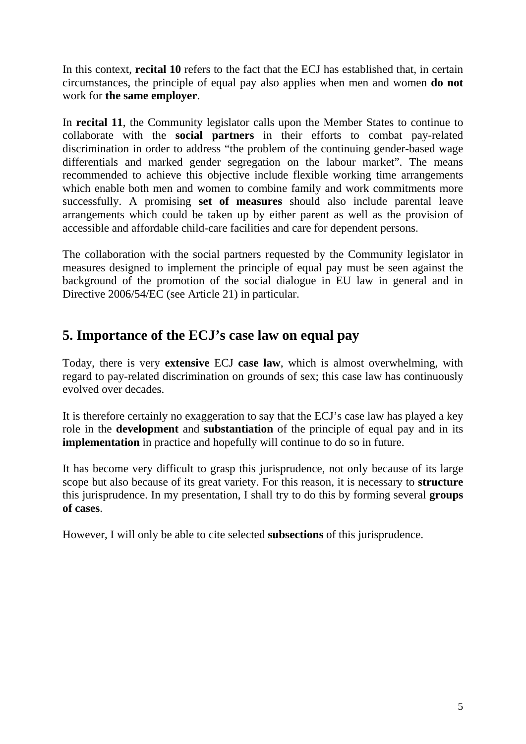In this context, **recital 10** refers to the fact that the ECJ has established that, in certain circumstances, the principle of equal pay also applies when men and women **do not** work for **the same employer**.

In **recital 11**, the Community legislator calls upon the Member States to continue to collaborate with the **social partners** in their efforts to combat pay-related discrimination in order to address "the problem of the continuing gender-based wage differentials and marked gender segregation on the labour market". The means recommended to achieve this objective include flexible working time arrangements which enable both men and women to combine family and work commitments more successfully. A promising **set of measures** should also include parental leave arrangements which could be taken up by either parent as well as the provision of accessible and affordable child-care facilities and care for dependent persons.

The collaboration with the social partners requested by the Community legislator in measures designed to implement the principle of equal pay must be seen against the background of the promotion of the social dialogue in EU law in general and in Directive 2006/54/EC (see Article 21) in particular.

## 5. Importance of the ECJ's case law on equal pay

Today, there is very **extensive** ECJ **case law**, which is almost overwhelming, with regard to pay-related discrimination on grounds of sex; this case law has continuously evolved over decades.

It is therefore certainly no exaggeration to say that the ECJ's case law has played a key role in the **development** and **substantiation** of the principle of equal pay and in its **implementation** in practice and hopefully will continue to do so in future.

It has become very difficult to grasp this jurisprudence, not only because of its large scope but also because of its great variety. For this reason, it is necessary to **structure** this jurisprudence. In my presentation, I shall try to do this by forming several **groups of cases**.

However, I will only be able to cite selected **subsections** of this jurisprudence.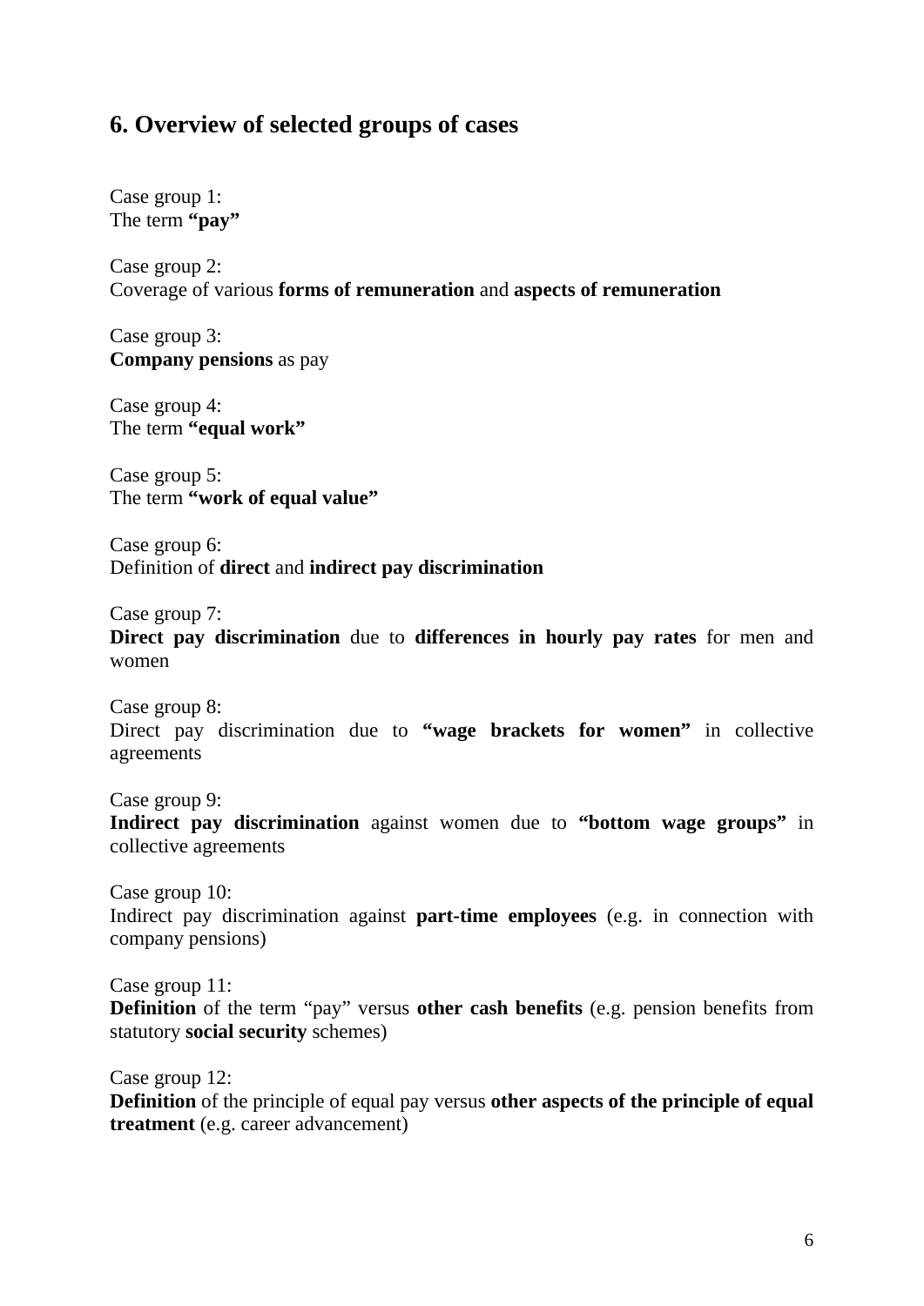## 6. Overview of selected groups of cases

Case group 1:
The term **"pay"**

Case group 2:
Coverage of various **forms of remuneration** and **aspects of remuneration**

Case group 3:
**Company pensions** as pay

Case group 4:
The term **"equal work"**

Case group 5:
The term **"work of equal value"**

Case group 6:
Definition of **direct** and **indirect pay discrimination**

Case group 7:
**Direct pay discrimination** due to **differences in hourly pay rates** for men and women

Case group 8:
Direct pay discrimination due to **"wage brackets for women"** in collective agreements

Case group 9:
**Indirect pay discrimination** against women due to **"bottom wage groups"** in collective agreements

Case group 10:
Indirect pay discrimination against **part-time employees** (e.g. in connection with company pensions)

Case group 11:
**Definition** of the term "pay" versus **other cash benefits** (e.g. pension benefits from statutory **social security** schemes)

Case group 12:
**Definition** of the principle of equal pay versus **other aspects of the principle of equal treatment** (e.g. career advancement)